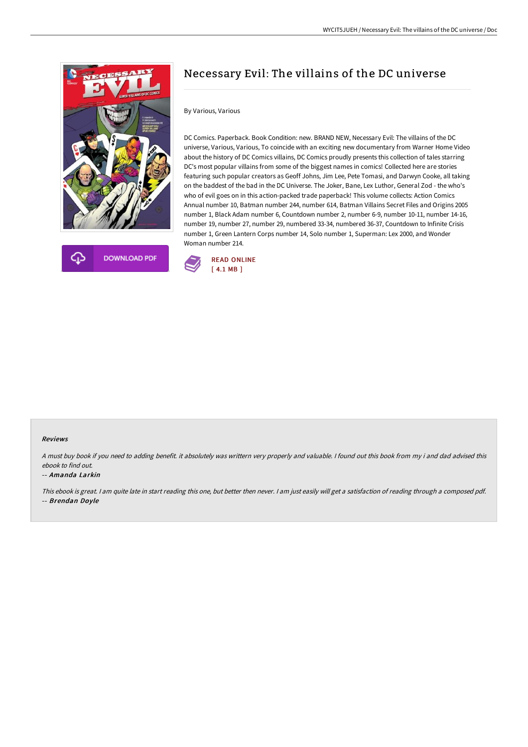# Necessary Evil: The villains of the DC universe

By Various, Various

DC Comics. Paperback. Book Condition: new. BRAND NEW, Necessary Evil: The villains of the DC universe, Various, Various, To coincide with an exciting new documentary from Warner Home Video about the history of DC Comics villains, DC Comics proudly presents this collection of tales starring DC's most popular villains from some of the biggest names in comics! Collected here are stories featuring such popular creators as Geoff Johns, Jim Lee, Pete Tomasi, and Darwyn Cooke, all taking on the baddest of the bad in the DC Universe. The Joker, Bane, Lex Luthor, General Zod - the who's who of evil goes on in this action-packed trade paperback! This volume collects: Action Comics Annual number 10, Batman number 244, number 614, Batman Villains Secret Files and Origins 2005 number 1, Black Adam number 6, Countdown number 2, number 6-9, number 10-11, number 14-16, number 19, number 27, number 29, numbered 33-34, numbered 36-37, Countdown to Infinite Crisis number 1, Green Lantern Corps number 14, Solo number 1, Superman: Lex 2000, and Wonder Woman number 214.

DOWNLOAD PDF

READ ONLINE
[ 4.1 MB ]

### Reviews

*A must buy book if you need to adding benefit. it absolutely was writtern very properly and valuable. I found out this book from my i and dad advised this ebook to find out.*

-- ***Amanda Larkin***

*This ebook is great. I am quite late in start reading this one, but better then never. I am just easily will get a satisfaction of reading through a composed pdf.*

-- ***Brendan Doyle***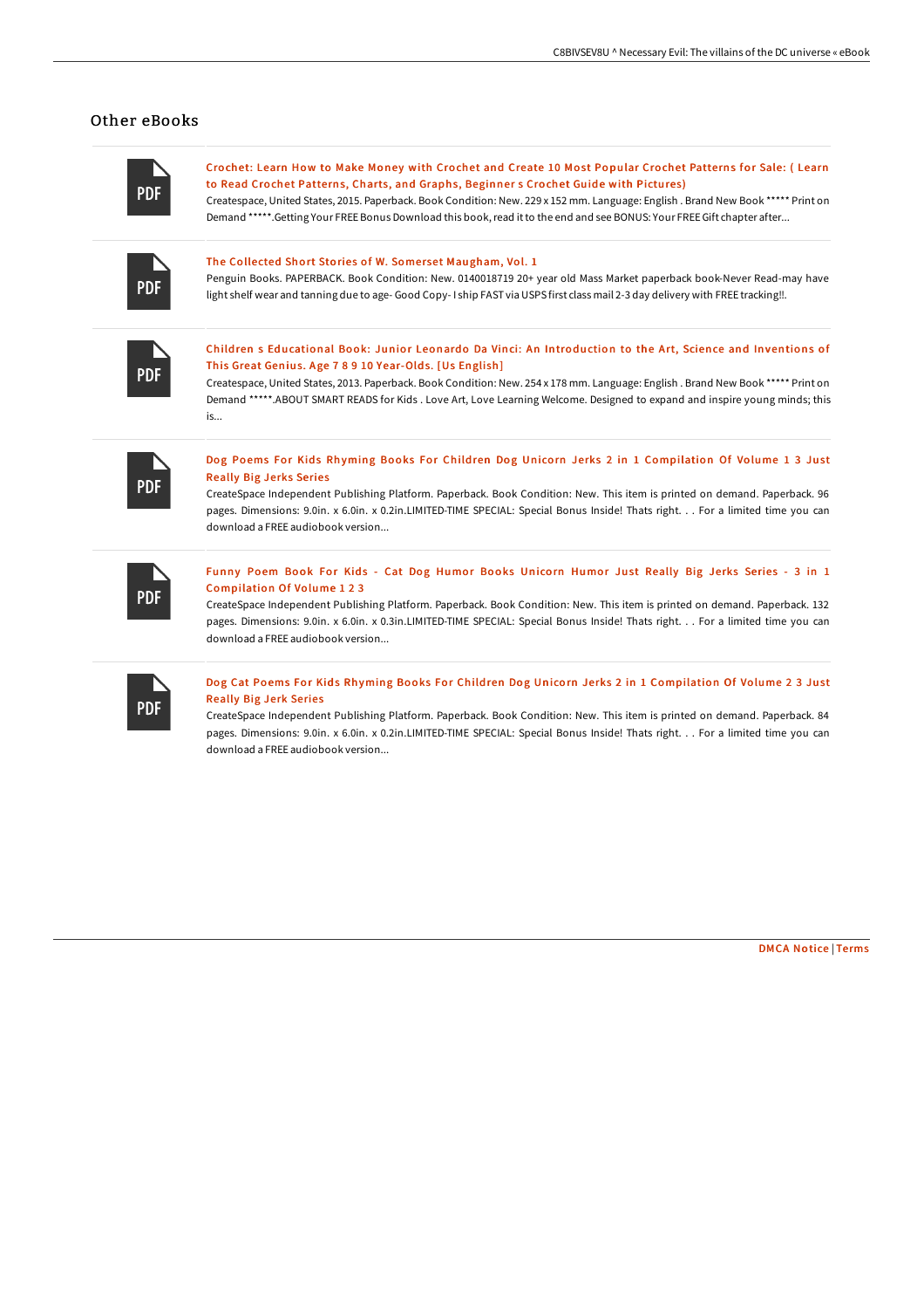## Other eBooks

**Crochet: Learn How to Make Money with Crochet and Create 10 Most Popular Crochet Patterns for Sale: ( Learn to Read Crochet Patterns, Charts, and Graphs, Beginner s Crochet Guide with Pictures)**

Createspace, United States, 2015. Paperback. Book Condition: New. 229 x 152 mm. Language: English . Brand New Book ***** Print on Demand *****.Getting Your FREE Bonus Download this book, read it to the end and see BONUS: Your FREE Gift chapter after...

**The Collected Short Stories of W. Somerset Maugham, Vol. 1**

Penguin Books. PAPERBACK. Book Condition: New. 0140018719 20+ year old Mass Market paperback book-Never Read-may have light shelf wear and tanning due to age- Good Copy- I ship FAST via USPS first class mail 2-3 day delivery with FREE tracking!!.

**Children s Educational Book: Junior Leonardo Da Vinci: An Introduction to the Art, Science and Inventions of This Great Genius. Age 7 8 9 10 Year-Olds. [Us English]**

Createspace, United States, 2013. Paperback. Book Condition: New. 254 x 178 mm. Language: English . Brand New Book ***** Print on Demand *****.ABOUT SMART READS for Kids . Love Art, Love Learning Welcome. Designed to expand and inspire young minds; this is...

**Dog Poems For Kids Rhyming Books For Children Dog Unicorn Jerks 2 in 1 Compilation Of Volume 1 3 Just Really Big Jerks Series**

CreateSpace Independent Publishing Platform. Paperback. Book Condition: New. This item is printed on demand. Paperback. 96 pages. Dimensions: 9.0in. x 6.0in. x 0.2in.LIMITED-TIME SPECIAL: Special Bonus Inside! Thats right. . . For a limited time you can download a FREE audiobook version...

**Funny Poem Book For Kids - Cat Dog Humor Books Unicorn Humor Just Really Big Jerks Series - 3 in 1 Compilation Of Volume 1 2 3**

CreateSpace Independent Publishing Platform. Paperback. Book Condition: New. This item is printed on demand. Paperback. 132 pages. Dimensions: 9.0in. x 6.0in. x 0.3in.LIMITED-TIME SPECIAL: Special Bonus Inside! Thats right. . . For a limited time you can download a FREE audiobook version...

**Dog Cat Poems For Kids Rhyming Books For Children Dog Unicorn Jerks 2 in 1 Compilation Of Volume 2 3 Just Really Big Jerk Series**

CreateSpace Independent Publishing Platform. Paperback. Book Condition: New. This item is printed on demand. Paperback. 84 pages. Dimensions: 9.0in. x 6.0in. x 0.2in.LIMITED-TIME SPECIAL: Special Bonus Inside! Thats right. . . For a limited time you can download a FREE audiobook version...